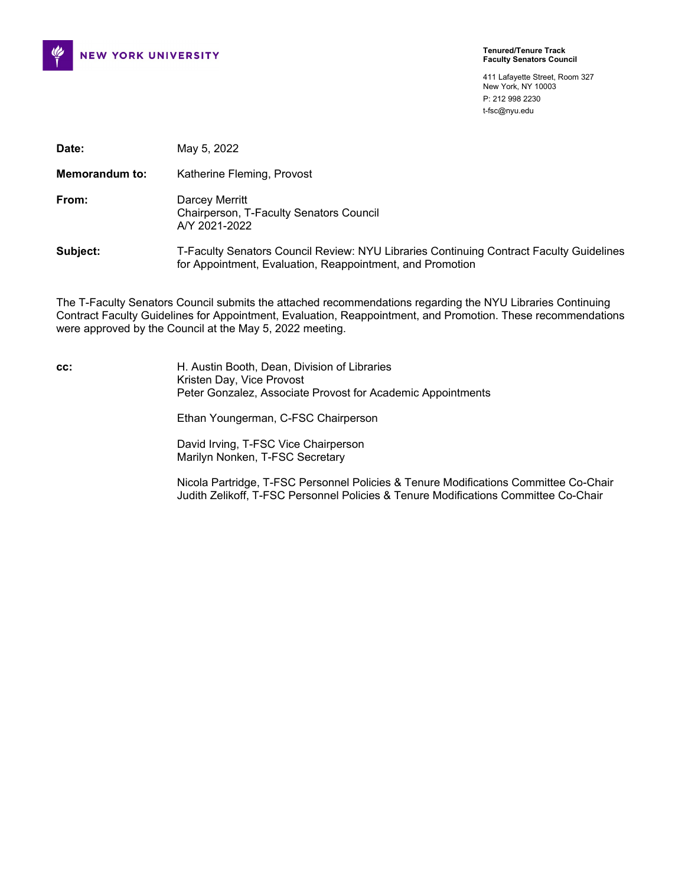NEW YORK UNIVERSITY

**Tenured/Tenure Track**
**Faculty Senators Council**

411 Lafayette Street, Room 327
New York, NY 10003
P: 212 998 2230
t-fsc@nyu.edu

| | |
|---|---|
| **Date:** | May 5, 2022 |
| **Memorandum to:** | Katherine Fleming, Provost |
| **From:** | Darcey Merritt<br>Chairperson, T-Faculty Senators Council<br>A/Y 2021-2022 |
| **Subject:** | T-Faculty Senators Council Review: NYU Libraries Continuing Contract Faculty Guidelines for Appointment, Evaluation, Reappointment, and Promotion |

The T-Faculty Senators Council submits the attached recommendations regarding the NYU Libraries Continuing Contract Faculty Guidelines for Appointment, Evaluation, Reappointment, and Promotion. These recommendations were approved by the Council at the May 5, 2022 meeting.

**cc:**

H. Austin Booth, Dean, Division of Libraries
Kristen Day, Vice Provost
Peter Gonzalez, Associate Provost for Academic Appointments

Ethan Youngerman, C-FSC Chairperson

David Irving, T-FSC Vice Chairperson
Marilyn Nonken, T-FSC Secretary

Nicola Partridge, T-FSC Personnel Policies & Tenure Modifications Committee Co-Chair
Judith Zelikoff, T-FSC Personnel Policies & Tenure Modifications Committee Co-Chair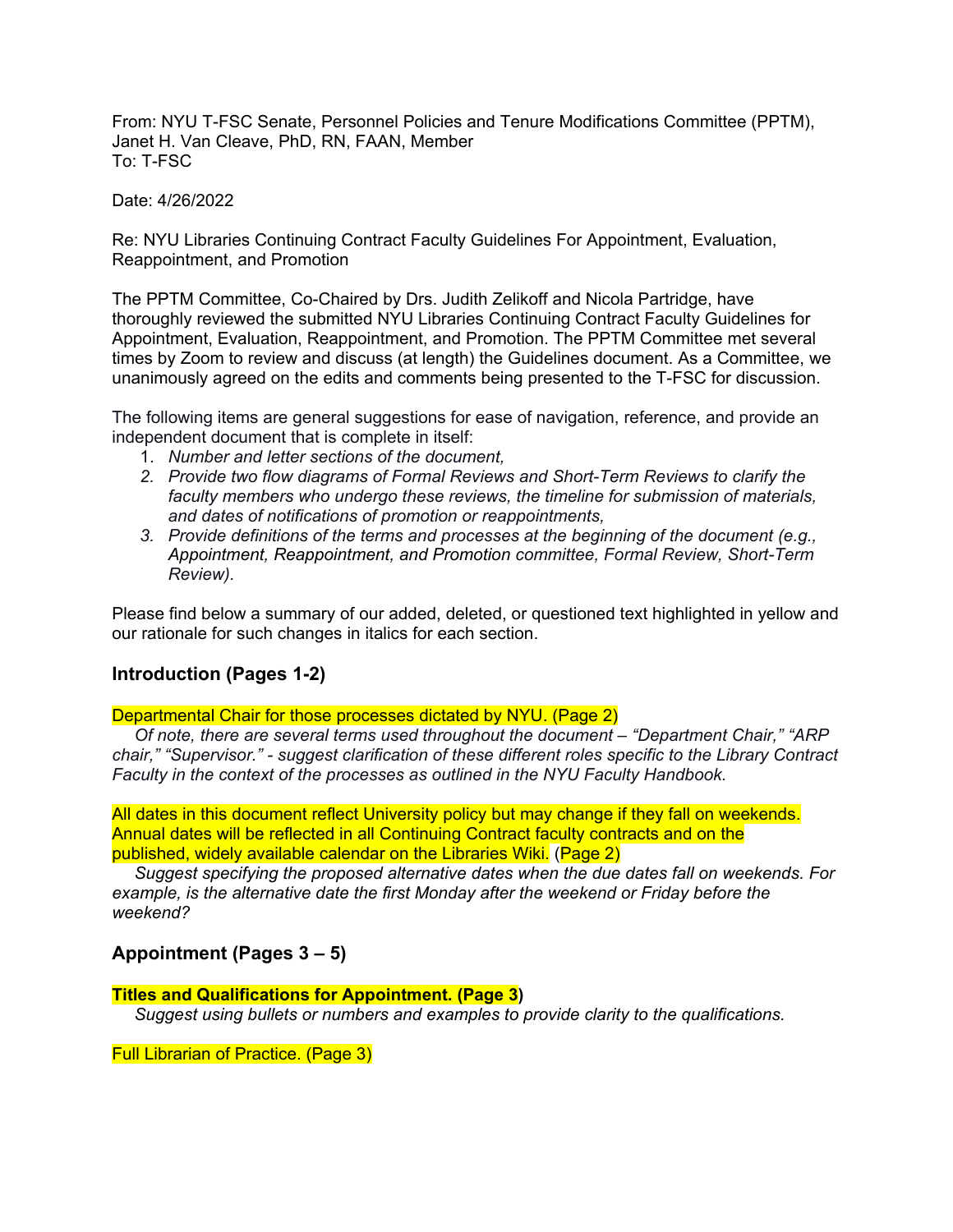From: NYU T-FSC Senate, Personnel Policies and Tenure Modifications Committee (PPTM), Janet H. Van Cleave, PhD, RN, FAAN, Member
To: T-FSC

Date: 4/26/2022

Re: NYU Libraries Continuing Contract Faculty Guidelines For Appointment, Evaluation, Reappointment, and Promotion

The PPTM Committee, Co-Chaired by Drs. Judith Zelikoff and Nicola Partridge, have thoroughly reviewed the submitted NYU Libraries Continuing Contract Faculty Guidelines for Appointment, Evaluation, Reappointment, and Promotion. The PPTM Committee met several times by Zoom to review and discuss (at length) the Guidelines document. As a Committee, we unanimously agreed on the edits and comments being presented to the T-FSC for discussion.

The following items are general suggestions for ease of navigation, reference, and provide an independent document that is complete in itself:

1. *Number and letter sections of the document,*
2. *Provide two flow diagrams of Formal Reviews and Short-Term Reviews to clarify the faculty members who undergo these reviews, the timeline for submission of materials, and dates of notifications of promotion or reappointments,*
3. *Provide definitions of the terms and processes at the beginning of the document (e.g., Appointment, Reappointment, and Promotion committee, Formal Review, Short-Term Review).*

Please find below a summary of our added, deleted, or questioned text highlighted in yellow and our rationale for such changes in italics for each section.

## Introduction (Pages 1-2)

Departmental Chair for those processes dictated by NYU. (Page 2)

*Of note, there are several terms used throughout the document – "Department Chair," "ARP chair," "Supervisor." - suggest clarification of these different roles specific to the Library Contract Faculty in the context of the processes as outlined in the NYU Faculty Handbook.*

All dates in this document reflect University policy but may change if they fall on weekends. Annual dates will be reflected in all Continuing Contract faculty contracts and on the published, widely available calendar on the Libraries Wiki. (Page 2)

*Suggest specifying the proposed alternative dates when the due dates fall on weekends. For example, is the alternative date the first Monday after the weekend or Friday before the weekend?*

## Appointment (Pages 3 – 5)

**Titles and Qualifications for Appointment. (Page 3)**

*Suggest using bullets or numbers and examples to provide clarity to the qualifications.*

Full Librarian of Practice. (Page 3)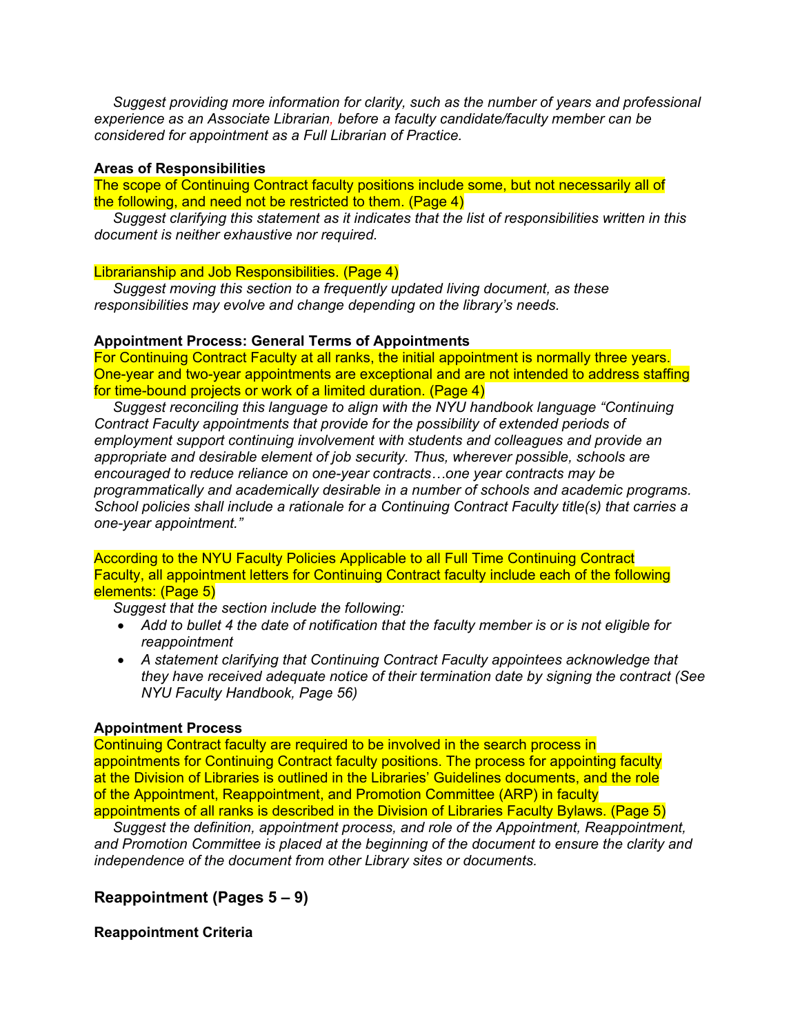*Suggest providing more information for clarity, such as the number of years and professional experience as an Associate Librarian, before a faculty candidate/faculty member can be considered for appointment as a Full Librarian of Practice.*

**Areas of Responsibilities**

The scope of Continuing Contract faculty positions include some, but not necessarily all of the following, and need not be restricted to them. (Page 4)

*Suggest clarifying this statement as it indicates that the list of responsibilities written in this document is neither exhaustive nor required.*

Librarianship and Job Responsibilities. (Page 4)

*Suggest moving this section to a frequently updated living document, as these responsibilities may evolve and change depending on the library's needs.*

**Appointment Process: General Terms of Appointments**

For Continuing Contract Faculty at all ranks, the initial appointment is normally three years. One-year and two-year appointments are exceptional and are not intended to address staffing for time-bound projects or work of a limited duration. (Page 4)

*Suggest reconciling this language to align with the NYU handbook language "Continuing Contract Faculty appointments that provide for the possibility of extended periods of employment support continuing involvement with students and colleagues and provide an appropriate and desirable element of job security. Thus, wherever possible, schools are encouraged to reduce reliance on one-year contracts…one year contracts may be programmatically and academically desirable in a number of schools and academic programs. School policies shall include a rationale for a Continuing Contract Faculty title(s) that carries a one-year appointment."*

According to the NYU Faculty Policies Applicable to all Full Time Continuing Contract Faculty, all appointment letters for Continuing Contract faculty include each of the following elements: (Page 5)

*Suggest that the section include the following:*

- *Add to bullet 4 the date of notification that the faculty member is or is not eligible for reappointment*
- *A statement clarifying that Continuing Contract Faculty appointees acknowledge that they have received adequate notice of their termination date by signing the contract (See NYU Faculty Handbook, Page 56)*

**Appointment Process**

Continuing Contract faculty are required to be involved in the search process in appointments for Continuing Contract faculty positions. The process for appointing faculty at the Division of Libraries is outlined in the Libraries' Guidelines documents, and the role of the Appointment, Reappointment, and Promotion Committee (ARP) in faculty appointments of all ranks is described in the Division of Libraries Faculty Bylaws. (Page 5)

*Suggest the definition, appointment process, and role of the Appointment, Reappointment, and Promotion Committee is placed at the beginning of the document to ensure the clarity and independence of the document from other Library sites or documents.*

## Reappointment (Pages 5 – 9)

**Reappointment Criteria**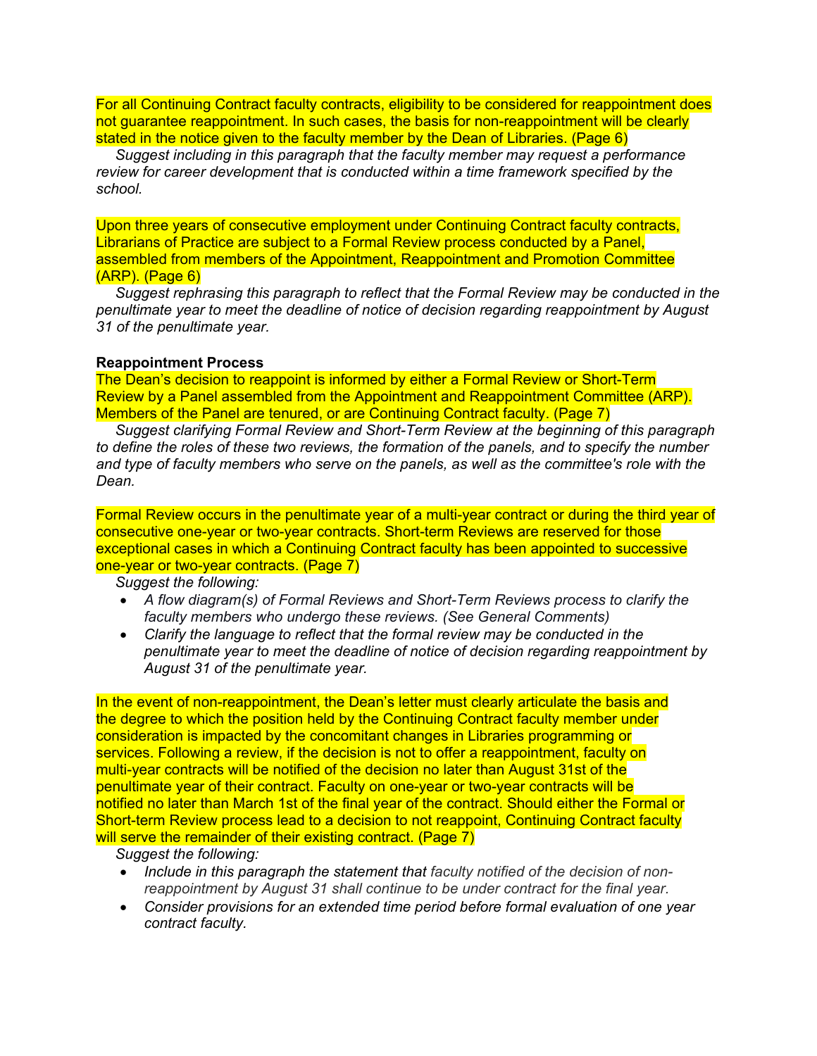For all Continuing Contract faculty contracts, eligibility to be considered for reappointment does not guarantee reappointment. In such cases, the basis for non-reappointment will be clearly stated in the notice given to the faculty member by the Dean of Libraries. (Page 6)

*Suggest including in this paragraph that the faculty member may request a performance review for career development that is conducted within a time framework specified by the school.*

Upon three years of consecutive employment under Continuing Contract faculty contracts, Librarians of Practice are subject to a Formal Review process conducted by a Panel, assembled from members of the Appointment, Reappointment and Promotion Committee (ARP). (Page 6)

*Suggest rephrasing this paragraph to reflect that the Formal Review may be conducted in the penultimate year to meet the deadline of notice of decision regarding reappointment by August 31 of the penultimate year.*

**Reappointment Process**

The Dean's decision to reappoint is informed by either a Formal Review or Short-Term Review by a Panel assembled from the Appointment and Reappointment Committee (ARP). Members of the Panel are tenured, or are Continuing Contract faculty. (Page 7)

*Suggest clarifying Formal Review and Short-Term Review at the beginning of this paragraph to define the roles of these two reviews, the formation of the panels, and to specify the number and type of faculty members who serve on the panels, as well as the committee's role with the Dean.*

Formal Review occurs in the penultimate year of a multi-year contract or during the third year of consecutive one-year or two-year contracts. Short-term Reviews are reserved for those exceptional cases in which a Continuing Contract faculty has been appointed to successive one-year or two-year contracts. (Page 7)

*Suggest the following:*

- *A flow diagram(s) of Formal Reviews and Short-Term Reviews process to clarify the faculty members who undergo these reviews. (See General Comments)*
- *Clarify the language to reflect that the formal review may be conducted in the penultimate year to meet the deadline of notice of decision regarding reappointment by August 31 of the penultimate year.*

In the event of non-reappointment, the Dean's letter must clearly articulate the basis and the degree to which the position held by the Continuing Contract faculty member under consideration is impacted by the concomitant changes in Libraries programming or services. Following a review, if the decision is not to offer a reappointment, faculty on multi-year contracts will be notified of the decision no later than August 31st of the penultimate year of their contract. Faculty on one-year or two-year contracts will be notified no later than March 1st of the final year of the contract. Should either the Formal or Short-term Review process lead to a decision to not reappoint, Continuing Contract faculty will serve the remainder of their existing contract. (Page 7)

*Suggest the following:*

- *Include in this paragraph the statement that faculty notified of the decision of non-reappointment by August 31 shall continue to be under contract for the final year.*
- *Consider provisions for an extended time period before formal evaluation of one year contract faculty.*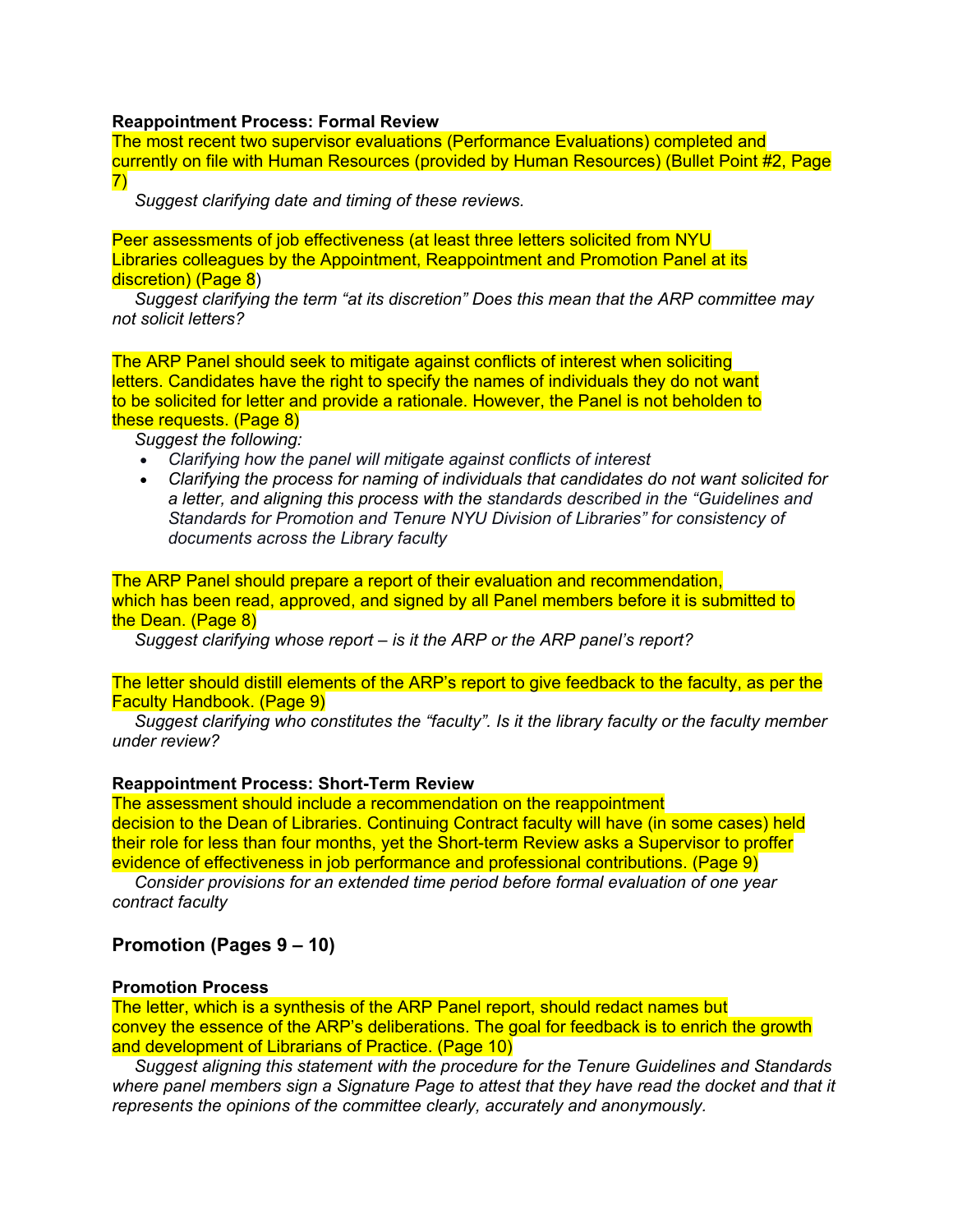**Reappointment Process: Formal Review**

The most recent two supervisor evaluations (Performance Evaluations) completed and currently on file with Human Resources (provided by Human Resources) (Bullet Point #2, Page 7)

*Suggest clarifying date and timing of these reviews.*

Peer assessments of job effectiveness (at least three letters solicited from NYU Libraries colleagues by the Appointment, Reappointment and Promotion Panel at its discretion) (Page 8)

*Suggest clarifying the term "at its discretion" Does this mean that the ARP committee may not solicit letters?*

The ARP Panel should seek to mitigate against conflicts of interest when soliciting letters. Candidates have the right to specify the names of individuals they do not want to be solicited for letter and provide a rationale. However, the Panel is not beholden to these requests. (Page 8)

*Suggest the following:*

- *Clarifying how the panel will mitigate against conflicts of interest*
- *Clarifying the process for naming of individuals that candidates do not want solicited for a letter, and aligning this process with the standards described in the "Guidelines and Standards for Promotion and Tenure NYU Division of Libraries" for consistency of documents across the Library faculty*

The ARP Panel should prepare a report of their evaluation and recommendation, which has been read, approved, and signed by all Panel members before it is submitted to the Dean. (Page 8)

*Suggest clarifying whose report – is it the ARP or the ARP panel's report?*

The letter should distill elements of the ARP's report to give feedback to the faculty, as per the Faculty Handbook. (Page 9)

*Suggest clarifying who constitutes the "faculty". Is it the library faculty or the faculty member under review?*

**Reappointment Process: Short-Term Review**

The assessment should include a recommendation on the reappointment decision to the Dean of Libraries. Continuing Contract faculty will have (in some cases) held their role for less than four months, yet the Short-term Review asks a Supervisor to proffer evidence of effectiveness in job performance and professional contributions. (Page 9)

*Consider provisions for an extended time period before formal evaluation of one year contract faculty*

## Promotion (Pages 9 – 10)

**Promotion Process**

The letter, which is a synthesis of the ARP Panel report, should redact names but convey the essence of the ARP's deliberations. The goal for feedback is to enrich the growth and development of Librarians of Practice. (Page 10)

*Suggest aligning this statement with the procedure for the Tenure Guidelines and Standards where panel members sign a Signature Page to attest that they have read the docket and that it represents the opinions of the committee clearly, accurately and anonymously.*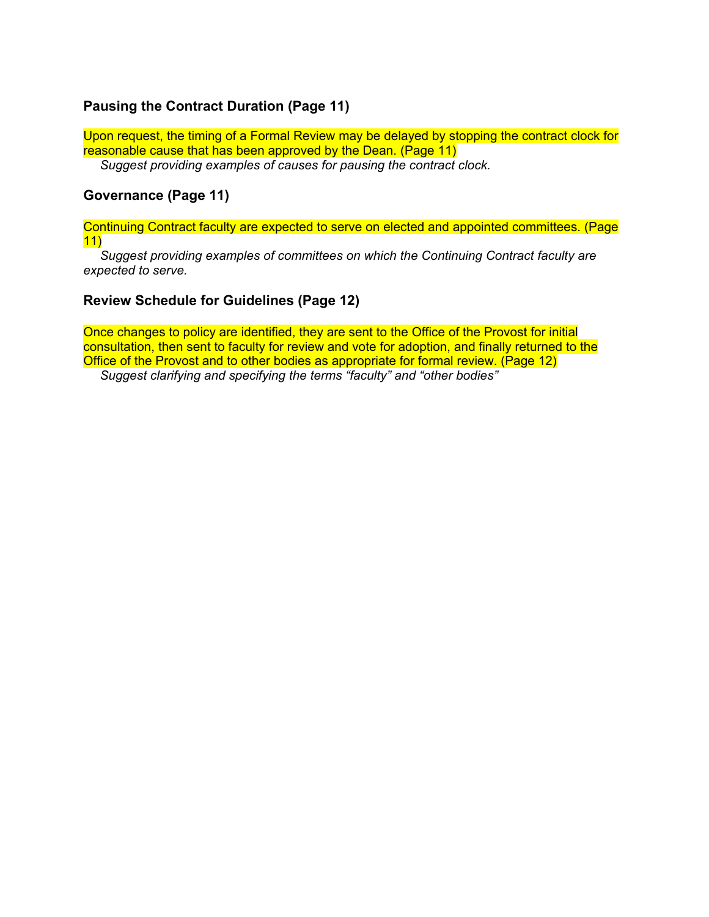### Pausing the Contract Duration (Page 11)

Upon request, the timing of a Formal Review may be delayed by stopping the contract clock for reasonable cause that has been approved by the Dean. (Page 11)

*Suggest providing examples of causes for pausing the contract clock.*

### Governance (Page 11)

Continuing Contract faculty are expected to serve on elected and appointed committees. (Page 11)

*Suggest providing examples of committees on which the Continuing Contract faculty are expected to serve.*

### Review Schedule for Guidelines (Page 12)

Once changes to policy are identified, they are sent to the Office of the Provost for initial consultation, then sent to faculty for review and vote for adoption, and finally returned to the Office of the Provost and to other bodies as appropriate for formal review. (Page 12)

*Suggest clarifying and specifying the terms "faculty" and "other bodies"*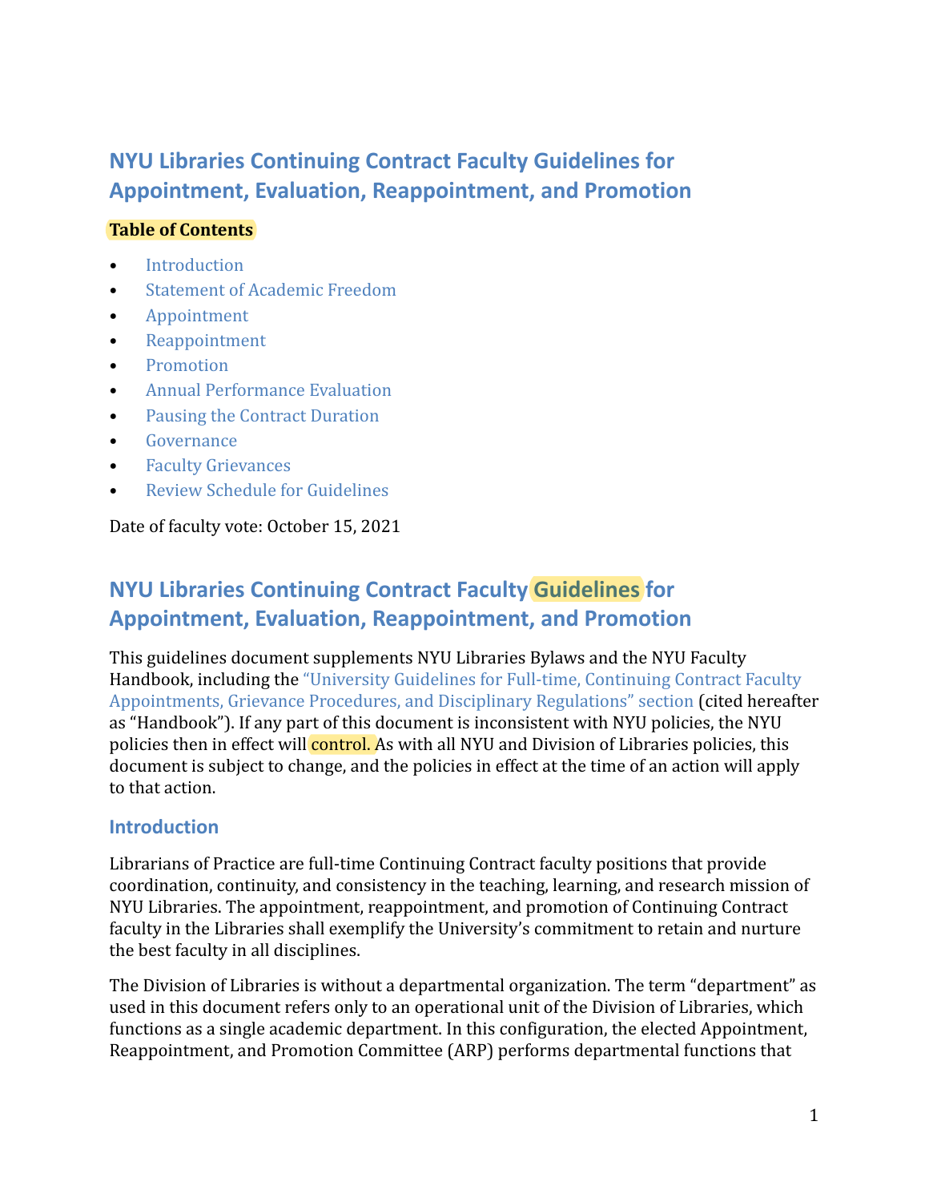# NYU Libraries Continuing Contract Faculty Guidelines for Appointment, Evaluation, Reappointment, and Promotion

**Table of Contents**

- Introduction
- Statement of Academic Freedom
- Appointment
- Reappointment
- Promotion
- Annual Performance Evaluation
- Pausing the Contract Duration
- Governance
- Faculty Grievances
- Review Schedule for Guidelines

Date of faculty vote: October 15, 2021

# NYU Libraries Continuing Contract Faculty Guidelines for Appointment, Evaluation, Reappointment, and Promotion

This guidelines document supplements NYU Libraries Bylaws and the NYU Faculty Handbook, including the "University Guidelines for Full-time, Continuing Contract Faculty Appointments, Grievance Procedures, and Disciplinary Regulations" section (cited hereafter as "Handbook"). If any part of this document is inconsistent with NYU policies, the NYU policies then in effect will control. As with all NYU and Division of Libraries policies, this document is subject to change, and the policies in effect at the time of an action will apply to that action.

## Introduction

Librarians of Practice are full-time Continuing Contract faculty positions that provide coordination, continuity, and consistency in the teaching, learning, and research mission of NYU Libraries. The appointment, reappointment, and promotion of Continuing Contract faculty in the Libraries shall exemplify the University's commitment to retain and nurture the best faculty in all disciplines.

The Division of Libraries is without a departmental organization. The term "department" as used in this document refers only to an operational unit of the Division of Libraries, which functions as a single academic department. In this configuration, the elected Appointment, Reappointment, and Promotion Committee (ARP) performs departmental functions that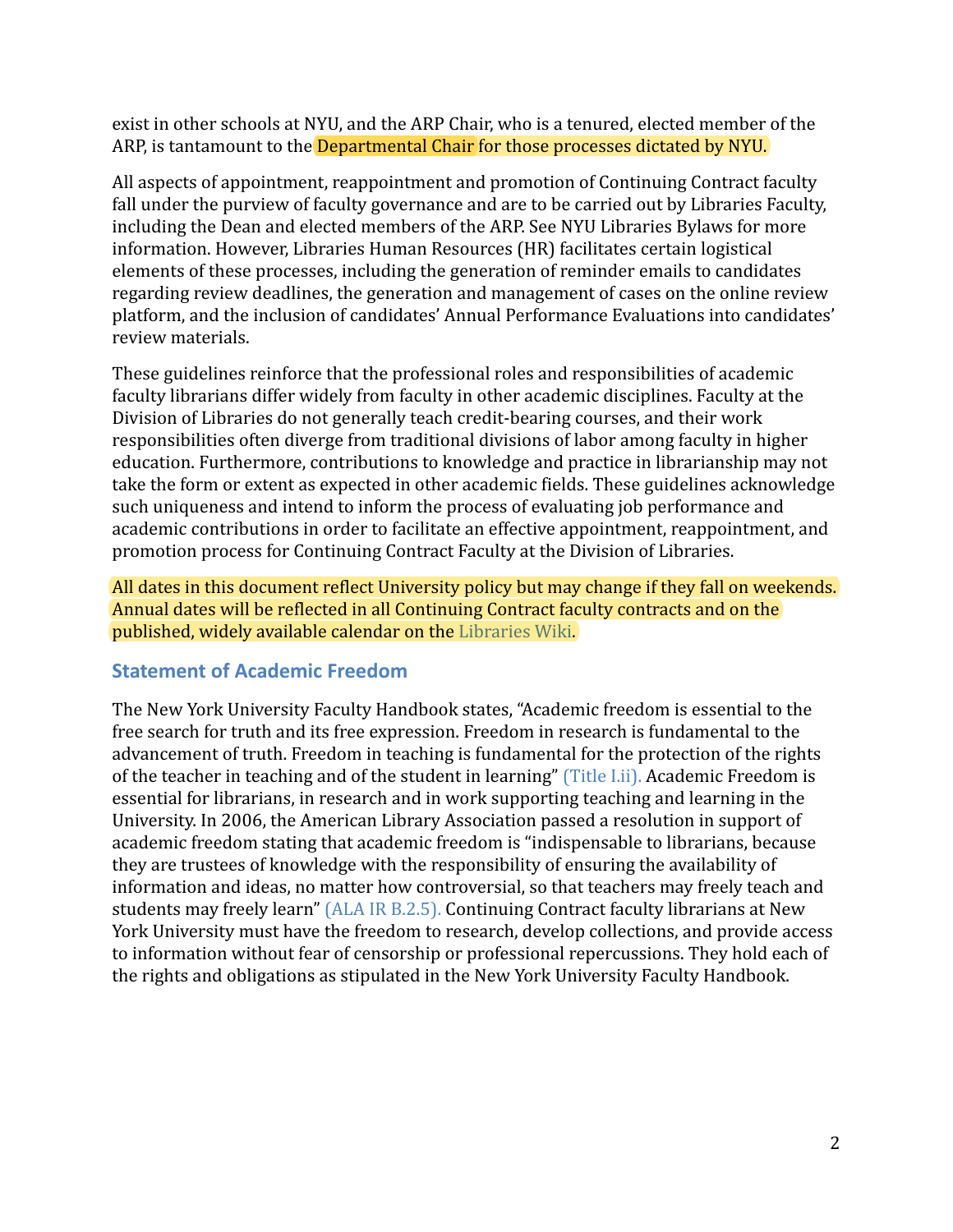exist in other schools at NYU, and the ARP Chair, who is a tenured, elected member of the ARP, is tantamount to the Departmental Chair for those processes dictated by NYU.

All aspects of appointment, reappointment and promotion of Continuing Contract faculty fall under the purview of faculty governance and are to be carried out by Libraries Faculty, including the Dean and elected members of the ARP. See NYU Libraries Bylaws for more information. However, Libraries Human Resources (HR) facilitates certain logistical elements of these processes, including the generation of reminder emails to candidates regarding review deadlines, the generation and management of cases on the online review platform, and the inclusion of candidates' Annual Performance Evaluations into candidates' review materials.

These guidelines reinforce that the professional roles and responsibilities of academic faculty librarians differ widely from faculty in other academic disciplines. Faculty at the Division of Libraries do not generally teach credit-bearing courses, and their work responsibilities often diverge from traditional divisions of labor among faculty in higher education. Furthermore, contributions to knowledge and practice in librarianship may not take the form or extent as expected in other academic fields. These guidelines acknowledge such uniqueness and intend to inform the process of evaluating job performance and academic contributions in order to facilitate an effective appointment, reappointment, and promotion process for Continuing Contract Faculty at the Division of Libraries.

All dates in this document reflect University policy but may change if they fall on weekends. Annual dates will be reflected in all Continuing Contract faculty contracts and on the published, widely available calendar on the Libraries Wiki.

## Statement of Academic Freedom

The New York University Faculty Handbook states, "Academic freedom is essential to the free search for truth and its free expression. Freedom in research is fundamental to the advancement of truth. Freedom in teaching is fundamental for the protection of the rights of the teacher in teaching and of the student in learning" (Title I.ii). Academic Freedom is essential for librarians, in research and in work supporting teaching and learning in the University. In 2006, the American Library Association passed a resolution in support of academic freedom stating that academic freedom is "indispensable to librarians, because they are trustees of knowledge with the responsibility of ensuring the availability of information and ideas, no matter how controversial, so that teachers may freely teach and students may freely learn" (ALA IR B.2.5). Continuing Contract faculty librarians at New York University must have the freedom to research, develop collections, and provide access to information without fear of censorship or professional repercussions. They hold each of the rights and obligations as stipulated in the New York University Faculty Handbook.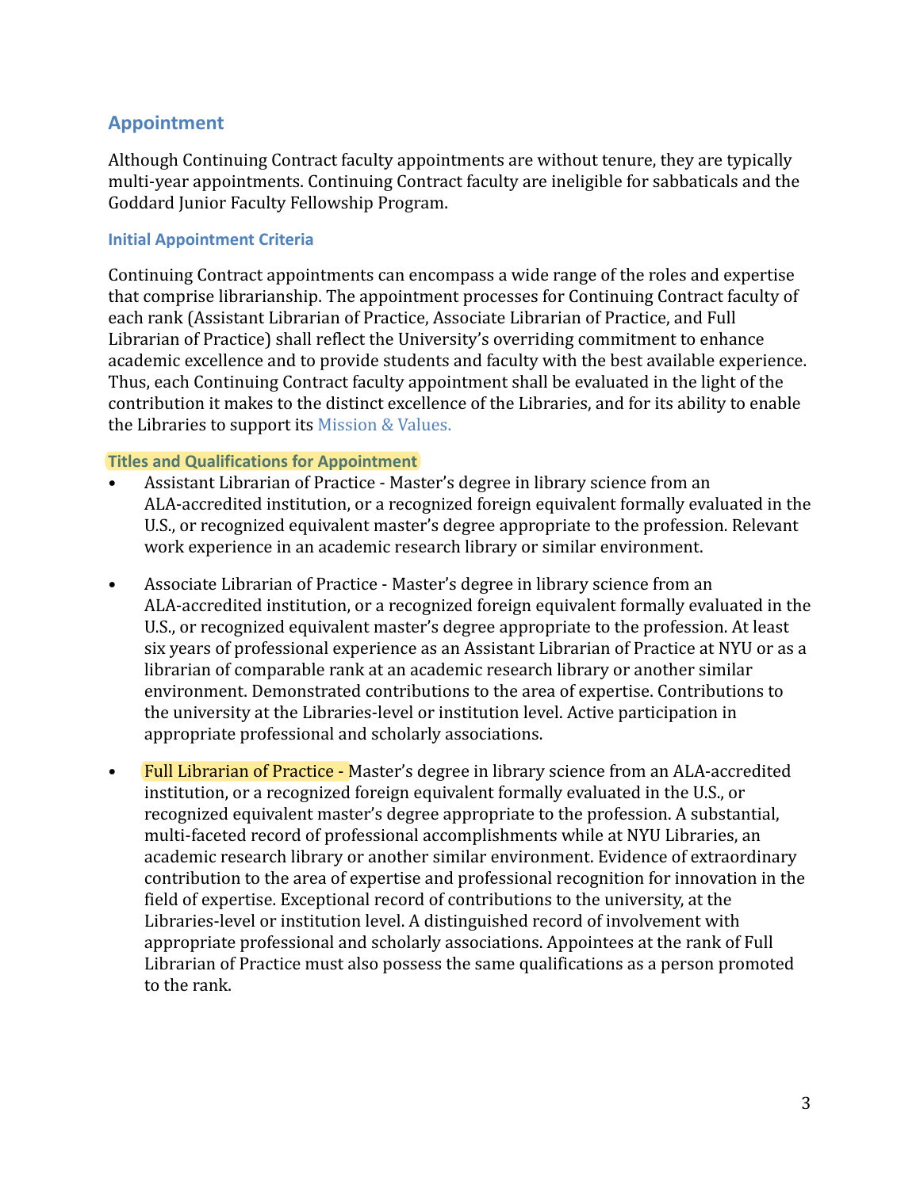## Appointment

Although Continuing Contract faculty appointments are without tenure, they are typically multi-year appointments. Continuing Contract faculty are ineligible for sabbaticals and the Goddard Junior Faculty Fellowship Program.

### Initial Appointment Criteria

Continuing Contract appointments can encompass a wide range of the roles and expertise that comprise librarianship. The appointment processes for Continuing Contract faculty of each rank (Assistant Librarian of Practice, Associate Librarian of Practice, and Full Librarian of Practice) shall reflect the University's overriding commitment to enhance academic excellence and to provide students and faculty with the best available experience. Thus, each Continuing Contract faculty appointment shall be evaluated in the light of the contribution it makes to the distinct excellence of the Libraries, and for its ability to enable the Libraries to support its Mission & Values.

### Titles and Qualifications for Appointment

- Assistant Librarian of Practice - Master's degree in library science from an ALA-accredited institution, or a recognized foreign equivalent formally evaluated in the U.S., or recognized equivalent master's degree appropriate to the profession. Relevant work experience in an academic research library or similar environment.

- Associate Librarian of Practice - Master's degree in library science from an ALA-accredited institution, or a recognized foreign equivalent formally evaluated in the U.S., or recognized equivalent master's degree appropriate to the profession. At least six years of professional experience as an Assistant Librarian of Practice at NYU or as a librarian of comparable rank at an academic research library or another similar environment. Demonstrated contributions to the area of expertise. Contributions to the university at the Libraries-level or institution level. Active participation in appropriate professional and scholarly associations.

- Full Librarian of Practice - Master's degree in library science from an ALA-accredited institution, or a recognized foreign equivalent formally evaluated in the U.S., or recognized equivalent master's degree appropriate to the profession. A substantial, multi-faceted record of professional accomplishments while at NYU Libraries, an academic research library or another similar environment. Evidence of extraordinary contribution to the area of expertise and professional recognition for innovation in the field of expertise. Exceptional record of contributions to the university, at the Libraries-level or institution level. A distinguished record of involvement with appropriate professional and scholarly associations. Appointees at the rank of Full Librarian of Practice must also possess the same qualifications as a person promoted to the rank.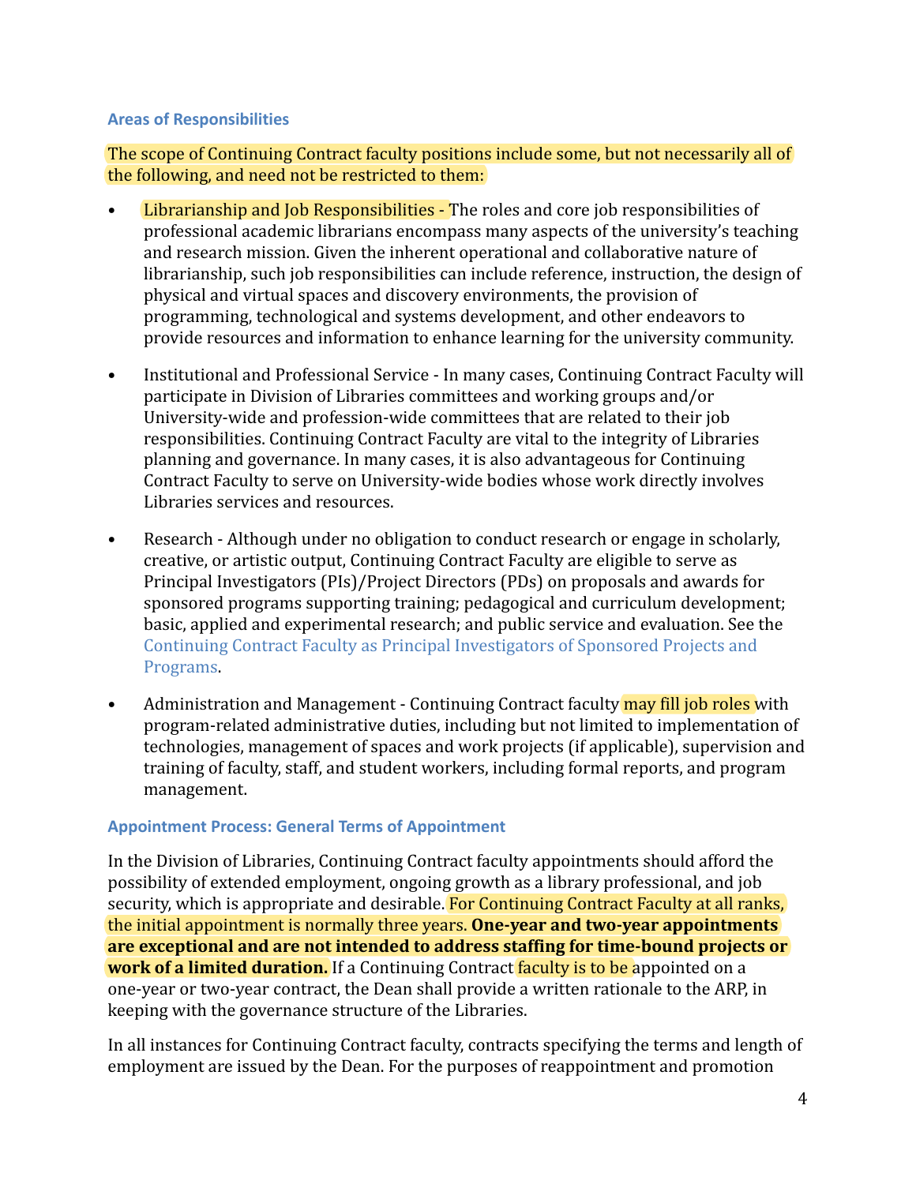### Areas of Responsibilities

The scope of Continuing Contract faculty positions include some, but not necessarily all of the following, and need not be restricted to them:

- Librarianship and Job Responsibilities - The roles and core job responsibilities of professional academic librarians encompass many aspects of the university's teaching and research mission. Given the inherent operational and collaborative nature of librarianship, such job responsibilities can include reference, instruction, the design of physical and virtual spaces and discovery environments, the provision of programming, technological and systems development, and other endeavors to provide resources and information to enhance learning for the university community.

- Institutional and Professional Service - In many cases, Continuing Contract Faculty will participate in Division of Libraries committees and working groups and/or University-wide and profession-wide committees that are related to their job responsibilities. Continuing Contract Faculty are vital to the integrity of Libraries planning and governance. In many cases, it is also advantageous for Continuing Contract Faculty to serve on University-wide bodies whose work directly involves Libraries services and resources.

- Research - Although under no obligation to conduct research or engage in scholarly, creative, or artistic output, Continuing Contract Faculty are eligible to serve as Principal Investigators (PIs)/Project Directors (PDs) on proposals and awards for sponsored programs supporting training; pedagogical and curriculum development; basic, applied and experimental research; and public service and evaluation. See the Continuing Contract Faculty as Principal Investigators of Sponsored Projects and Programs.

- Administration and Management - Continuing Contract faculty may fill job roles with program-related administrative duties, including but not limited to implementation of technologies, management of spaces and work projects (if applicable), supervision and training of faculty, staff, and student workers, including formal reports, and program management.

### Appointment Process: General Terms of Appointment

In the Division of Libraries, Continuing Contract faculty appointments should afford the possibility of extended employment, ongoing growth as a library professional, and job security, which is appropriate and desirable. For Continuing Contract Faculty at all ranks, the initial appointment is normally three years. **One-year and two-year appointments are exceptional and are not intended to address staffing for time-bound projects or work of a limited duration.** If a Continuing Contract faculty is to be appointed on a one-year or two-year contract, the Dean shall provide a written rationale to the ARP, in keeping with the governance structure of the Libraries.

In all instances for Continuing Contract faculty, contracts specifying the terms and length of employment are issued by the Dean. For the purposes of reappointment and promotion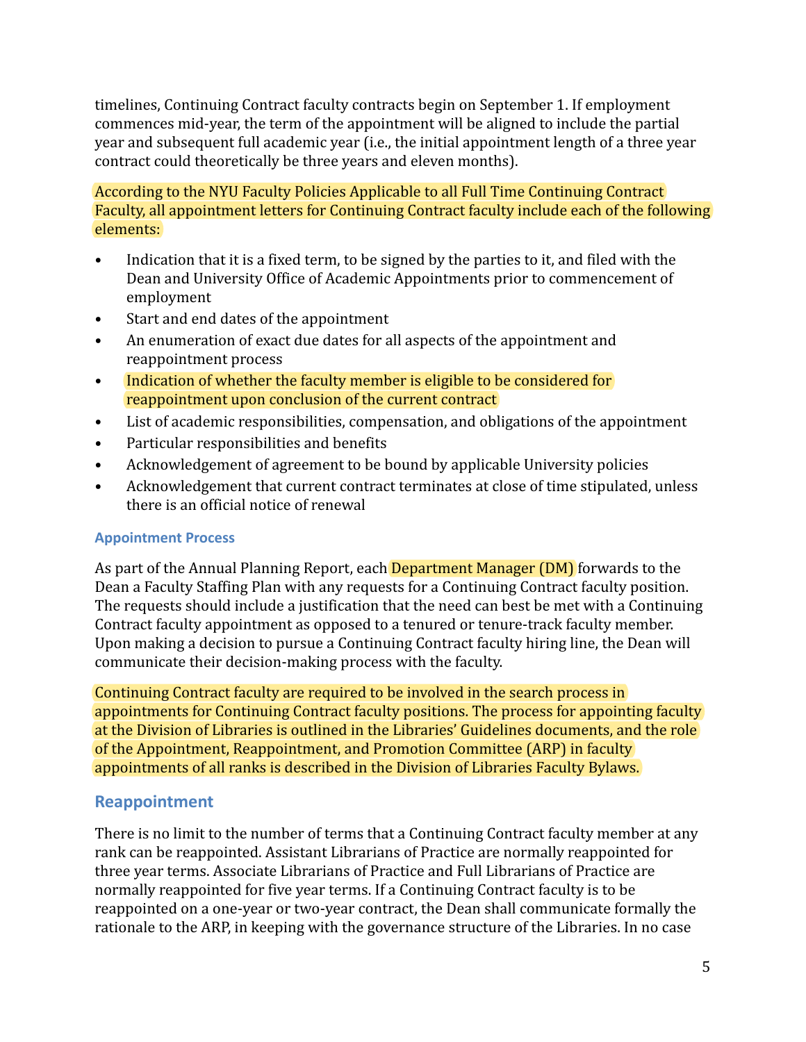timelines, Continuing Contract faculty contracts begin on September 1. If employment commences mid-year, the term of the appointment will be aligned to include the partial year and subsequent full academic year (i.e., the initial appointment length of a three year contract could theoretically be three years and eleven months).

According to the NYU Faculty Policies Applicable to all Full Time Continuing Contract Faculty, all appointment letters for Continuing Contract faculty include each of the following elements:

- Indication that it is a fixed term, to be signed by the parties to it, and filed with the Dean and University Office of Academic Appointments prior to commencement of employment
- Start and end dates of the appointment
- An enumeration of exact due dates for all aspects of the appointment and reappointment process
- Indication of whether the faculty member is eligible to be considered for reappointment upon conclusion of the current contract
- List of academic responsibilities, compensation, and obligations of the appointment
- Particular responsibilities and benefits
- Acknowledgement of agreement to be bound by applicable University policies
- Acknowledgement that current contract terminates at close of time stipulated, unless there is an official notice of renewal

### Appointment Process

As part of the Annual Planning Report, each Department Manager (DM) forwards to the Dean a Faculty Staffing Plan with any requests for a Continuing Contract faculty position. The requests should include a justification that the need can best be met with a Continuing Contract faculty appointment as opposed to a tenured or tenure-track faculty member. Upon making a decision to pursue a Continuing Contract faculty hiring line, the Dean will communicate their decision-making process with the faculty.

Continuing Contract faculty are required to be involved in the search process in appointments for Continuing Contract faculty positions. The process for appointing faculty at the Division of Libraries is outlined in the Libraries' Guidelines documents, and the role of the Appointment, Reappointment, and Promotion Committee (ARP) in faculty appointments of all ranks is described in the Division of Libraries Faculty Bylaws.

## Reappointment

There is no limit to the number of terms that a Continuing Contract faculty member at any rank can be reappointed. Assistant Librarians of Practice are normally reappointed for three year terms. Associate Librarians of Practice and Full Librarians of Practice are normally reappointed for five year terms. If a Continuing Contract faculty is to be reappointed on a one-year or two-year contract, the Dean shall communicate formally the rationale to the ARP, in keeping with the governance structure of the Libraries. In no case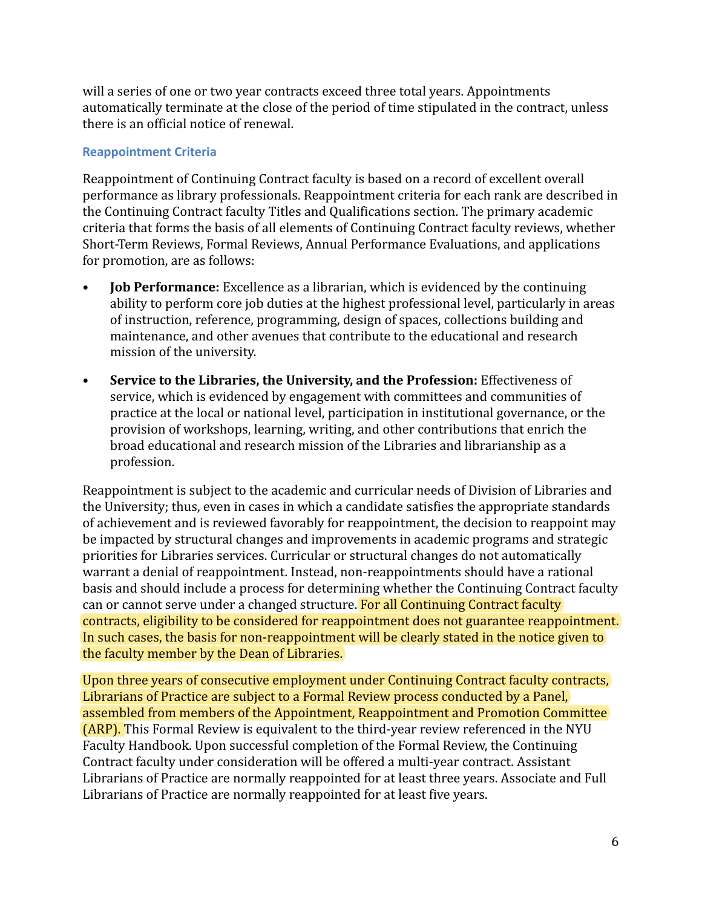will a series of one or two year contracts exceed three total years. Appointments automatically terminate at the close of the period of time stipulated in the contract, unless there is an official notice of renewal.

### Reappointment Criteria

Reappointment of Continuing Contract faculty is based on a record of excellent overall performance as library professionals. Reappointment criteria for each rank are described in the Continuing Contract faculty Titles and Qualifications section. The primary academic criteria that forms the basis of all elements of Continuing Contract faculty reviews, whether Short-Term Reviews, Formal Reviews, Annual Performance Evaluations, and applications for promotion, are as follows:

- **Job Performance:** Excellence as a librarian, which is evidenced by the continuing ability to perform core job duties at the highest professional level, particularly in areas of instruction, reference, programming, design of spaces, collections building and maintenance, and other avenues that contribute to the educational and research mission of the university.
- **Service to the Libraries, the University, and the Profession:** Effectiveness of service, which is evidenced by engagement with committees and communities of practice at the local or national level, participation in institutional governance, or the provision of workshops, learning, writing, and other contributions that enrich the broad educational and research mission of the Libraries and librarianship as a profession.

Reappointment is subject to the academic and curricular needs of Division of Libraries and the University; thus, even in cases in which a candidate satisfies the appropriate standards of achievement and is reviewed favorably for reappointment, the decision to reappoint may be impacted by structural changes and improvements in academic programs and strategic priorities for Libraries services. Curricular or structural changes do not automatically warrant a denial of reappointment. Instead, non-reappointments should have a rational basis and should include a process for determining whether the Continuing Contract faculty can or cannot serve under a changed structure. For all Continuing Contract faculty contracts, eligibility to be considered for reappointment does not guarantee reappointment. In such cases, the basis for non-reappointment will be clearly stated in the notice given to the faculty member by the Dean of Libraries.

Upon three years of consecutive employment under Continuing Contract faculty contracts, Librarians of Practice are subject to a Formal Review process conducted by a Panel, assembled from members of the Appointment, Reappointment and Promotion Committee (ARP). This Formal Review is equivalent to the third-year review referenced in the NYU Faculty Handbook. Upon successful completion of the Formal Review, the Continuing Contract faculty under consideration will be offered a multi-year contract. Assistant Librarians of Practice are normally reappointed for at least three years. Associate and Full Librarians of Practice are normally reappointed for at least five years.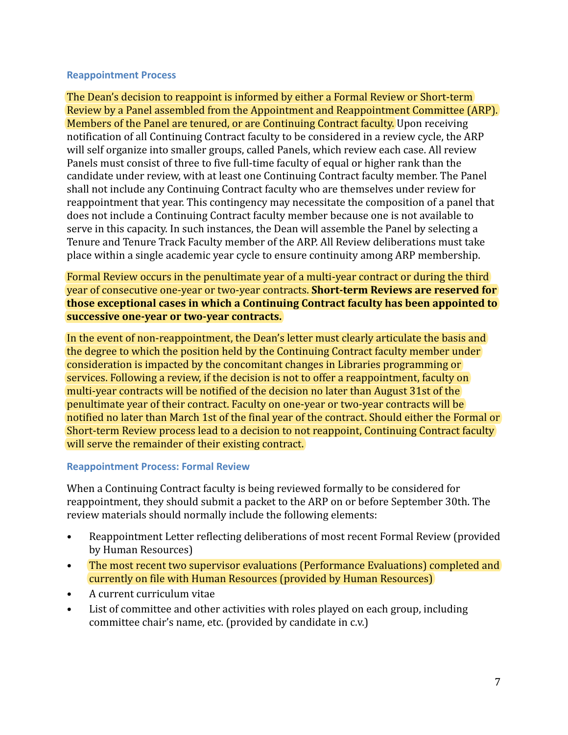### Reappointment Process

The Dean's decision to reappoint is informed by either a Formal Review or Short-term Review by a Panel assembled from the Appointment and Reappointment Committee (ARP). Members of the Panel are tenured, or are Continuing Contract faculty. Upon receiving notification of all Continuing Contract faculty to be considered in a review cycle, the ARP will self organize into smaller groups, called Panels, which review each case. All review Panels must consist of three to five full-time faculty of equal or higher rank than the candidate under review, with at least one Continuing Contract faculty member. The Panel shall not include any Continuing Contract faculty who are themselves under review for reappointment that year. This contingency may necessitate the composition of a panel that does not include a Continuing Contract faculty member because one is not available to serve in this capacity. In such instances, the Dean will assemble the Panel by selecting a Tenure and Tenure Track Faculty member of the ARP. All Review deliberations must take place within a single academic year cycle to ensure continuity among ARP membership.

Formal Review occurs in the penultimate year of a multi-year contract or during the third year of consecutive one-year or two-year contracts. **Short-term Reviews are reserved for those exceptional cases in which a Continuing Contract faculty has been appointed to successive one-year or two-year contracts.**

In the event of non-reappointment, the Dean's letter must clearly articulate the basis and the degree to which the position held by the Continuing Contract faculty member under consideration is impacted by the concomitant changes in Libraries programming or services. Following a review, if the decision is not to offer a reappointment, faculty on multi-year contracts will be notified of the decision no later than August 31st of the penultimate year of their contract. Faculty on one-year or two-year contracts will be notified no later than March 1st of the final year of the contract. Should either the Formal or Short-term Review process lead to a decision to not reappoint, Continuing Contract faculty will serve the remainder of their existing contract.

### Reappointment Process: Formal Review

When a Continuing Contract faculty is being reviewed formally to be considered for reappointment, they should submit a packet to the ARP on or before September 30th. The review materials should normally include the following elements:

- Reappointment Letter reflecting deliberations of most recent Formal Review (provided by Human Resources)
- The most recent two supervisor evaluations (Performance Evaluations) completed and currently on file with Human Resources (provided by Human Resources)
- A current curriculum vitae
- List of committee and other activities with roles played on each group, including committee chair's name, etc. (provided by candidate in c.v.)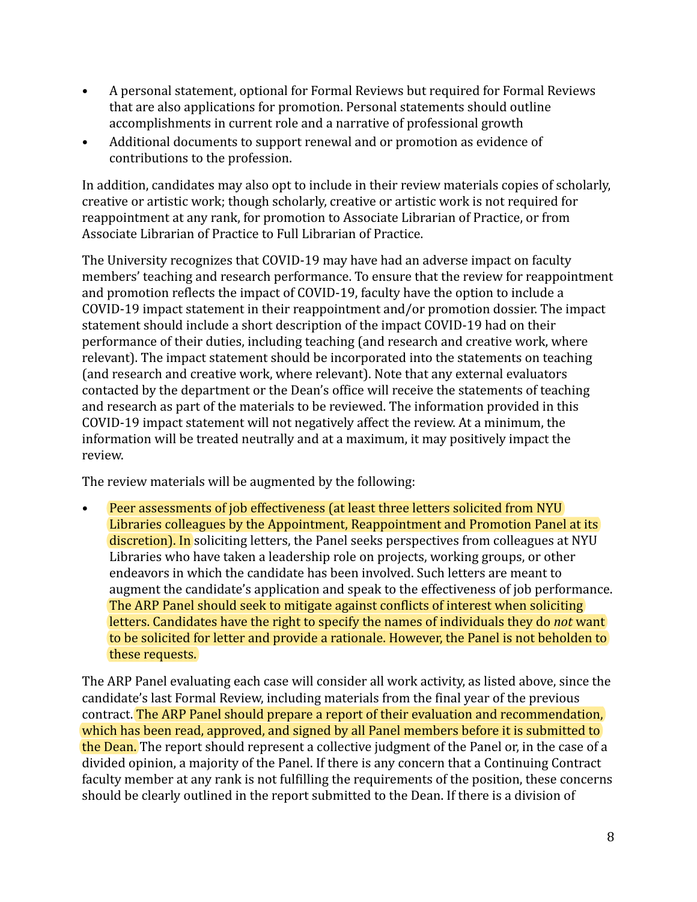- A personal statement, optional for Formal Reviews but required for Formal Reviews that are also applications for promotion. Personal statements should outline accomplishments in current role and a narrative of professional growth
- Additional documents to support renewal and or promotion as evidence of contributions to the profession.

In addition, candidates may also opt to include in their review materials copies of scholarly, creative or artistic work; though scholarly, creative or artistic work is not required for reappointment at any rank, for promotion to Associate Librarian of Practice, or from Associate Librarian of Practice to Full Librarian of Practice.

The University recognizes that COVID-19 may have had an adverse impact on faculty members' teaching and research performance. To ensure that the review for reappointment and promotion reflects the impact of COVID-19, faculty have the option to include a COVID-19 impact statement in their reappointment and/or promotion dossier. The impact statement should include a short description of the impact COVID-19 had on their performance of their duties, including teaching (and research and creative work, where relevant). The impact statement should be incorporated into the statements on teaching (and research and creative work, where relevant). Note that any external evaluators contacted by the department or the Dean's office will receive the statements of teaching and research as part of the materials to be reviewed. The information provided in this COVID-19 impact statement will not negatively affect the review. At a minimum, the information will be treated neutrally and at a maximum, it may positively impact the review.

The review materials will be augmented by the following:

- Peer assessments of job effectiveness (at least three letters solicited from NYU Libraries colleagues by the Appointment, Reappointment and Promotion Panel at its discretion). In soliciting letters, the Panel seeks perspectives from colleagues at NYU Libraries who have taken a leadership role on projects, working groups, or other endeavors in which the candidate has been involved. Such letters are meant to augment the candidate's application and speak to the effectiveness of job performance. The ARP Panel should seek to mitigate against conflicts of interest when soliciting letters. Candidates have the right to specify the names of individuals they do *not* want to be solicited for letter and provide a rationale. However, the Panel is not beholden to these requests.

The ARP Panel evaluating each case will consider all work activity, as listed above, since the candidate's last Formal Review, including materials from the final year of the previous contract. The ARP Panel should prepare a report of their evaluation and recommendation, which has been read, approved, and signed by all Panel members before it is submitted to the Dean. The report should represent a collective judgment of the Panel or, in the case of a divided opinion, a majority of the Panel. If there is any concern that a Continuing Contract faculty member at any rank is not fulfilling the requirements of the position, these concerns should be clearly outlined in the report submitted to the Dean. If there is a division of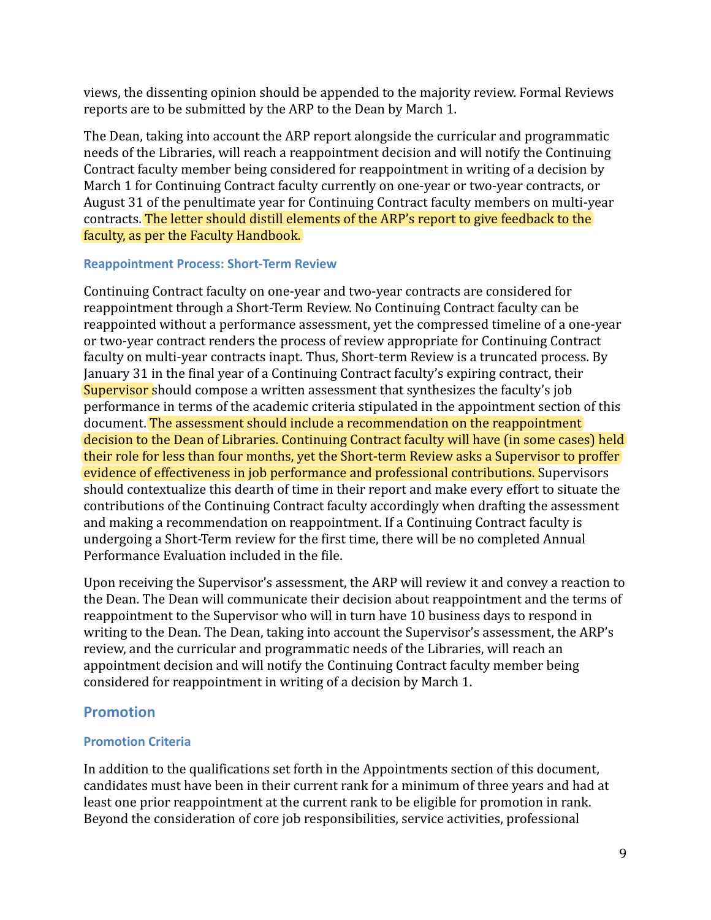views, the dissenting opinion should be appended to the majority review. Formal Reviews reports are to be submitted by the ARP to the Dean by March 1.

The Dean, taking into account the ARP report alongside the curricular and programmatic needs of the Libraries, will reach a reappointment decision and will notify the Continuing Contract faculty member being considered for reappointment in writing of a decision by March 1 for Continuing Contract faculty currently on one-year or two-year contracts, or August 31 of the penultimate year for Continuing Contract faculty members on multi-year contracts. The letter should distill elements of the ARP's report to give feedback to the faculty, as per the Faculty Handbook.

### Reappointment Process: Short-Term Review

Continuing Contract faculty on one-year and two-year contracts are considered for reappointment through a Short-Term Review. No Continuing Contract faculty can be reappointed without a performance assessment, yet the compressed timeline of a one-year or two-year contract renders the process of review appropriate for Continuing Contract faculty on multi-year contracts inapt. Thus, Short-term Review is a truncated process. By January 31 in the final year of a Continuing Contract faculty's expiring contract, their Supervisor should compose a written assessment that synthesizes the faculty's job performance in terms of the academic criteria stipulated in the appointment section of this document. The assessment should include a recommendation on the reappointment decision to the Dean of Libraries. Continuing Contract faculty will have (in some cases) held their role for less than four months, yet the Short-term Review asks a Supervisor to proffer evidence of effectiveness in job performance and professional contributions. Supervisors should contextualize this dearth of time in their report and make every effort to situate the contributions of the Continuing Contract faculty accordingly when drafting the assessment and making a recommendation on reappointment. If a Continuing Contract faculty is undergoing a Short-Term review for the first time, there will be no completed Annual Performance Evaluation included in the file.

Upon receiving the Supervisor's assessment, the ARP will review it and convey a reaction to the Dean. The Dean will communicate their decision about reappointment and the terms of reappointment to the Supervisor who will in turn have 10 business days to respond in writing to the Dean. The Dean, taking into account the Supervisor's assessment, the ARP's review, and the curricular and programmatic needs of the Libraries, will reach an appointment decision and will notify the Continuing Contract faculty member being considered for reappointment in writing of a decision by March 1.

## Promotion

### Promotion Criteria

In addition to the qualifications set forth in the Appointments section of this document, candidates must have been in their current rank for a minimum of three years and had at least one prior reappointment at the current rank to be eligible for promotion in rank. Beyond the consideration of core job responsibilities, service activities, professional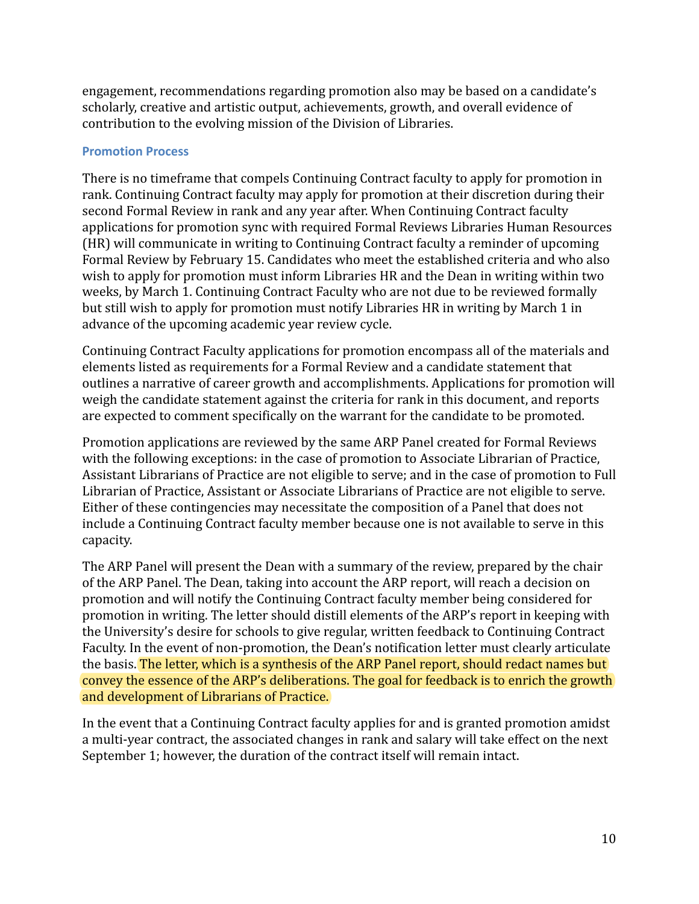engagement, recommendations regarding promotion also may be based on a candidate's scholarly, creative and artistic output, achievements, growth, and overall evidence of contribution to the evolving mission of the Division of Libraries.

### Promotion Process

There is no timeframe that compels Continuing Contract faculty to apply for promotion in rank. Continuing Contract faculty may apply for promotion at their discretion during their second Formal Review in rank and any year after. When Continuing Contract faculty applications for promotion sync with required Formal Reviews Libraries Human Resources (HR) will communicate in writing to Continuing Contract faculty a reminder of upcoming Formal Review by February 15. Candidates who meet the established criteria and who also wish to apply for promotion must inform Libraries HR and the Dean in writing within two weeks, by March 1. Continuing Contract Faculty who are not due to be reviewed formally but still wish to apply for promotion must notify Libraries HR in writing by March 1 in advance of the upcoming academic year review cycle.

Continuing Contract Faculty applications for promotion encompass all of the materials and elements listed as requirements for a Formal Review and a candidate statement that outlines a narrative of career growth and accomplishments. Applications for promotion will weigh the candidate statement against the criteria for rank in this document, and reports are expected to comment specifically on the warrant for the candidate to be promoted.

Promotion applications are reviewed by the same ARP Panel created for Formal Reviews with the following exceptions: in the case of promotion to Associate Librarian of Practice, Assistant Librarians of Practice are not eligible to serve; and in the case of promotion to Full Librarian of Practice, Assistant or Associate Librarians of Practice are not eligible to serve. Either of these contingencies may necessitate the composition of a Panel that does not include a Continuing Contract faculty member because one is not available to serve in this capacity.

The ARP Panel will present the Dean with a summary of the review, prepared by the chair of the ARP Panel. The Dean, taking into account the ARP report, will reach a decision on promotion and will notify the Continuing Contract faculty member being considered for promotion in writing. The letter should distill elements of the ARP's report in keeping with the University's desire for schools to give regular, written feedback to Continuing Contract Faculty. In the event of non-promotion, the Dean's notification letter must clearly articulate the basis. The letter, which is a synthesis of the ARP Panel report, should redact names but convey the essence of the ARP's deliberations. The goal for feedback is to enrich the growth and development of Librarians of Practice.

In the event that a Continuing Contract faculty applies for and is granted promotion amidst a multi-year contract, the associated changes in rank and salary will take effect on the next September 1; however, the duration of the contract itself will remain intact.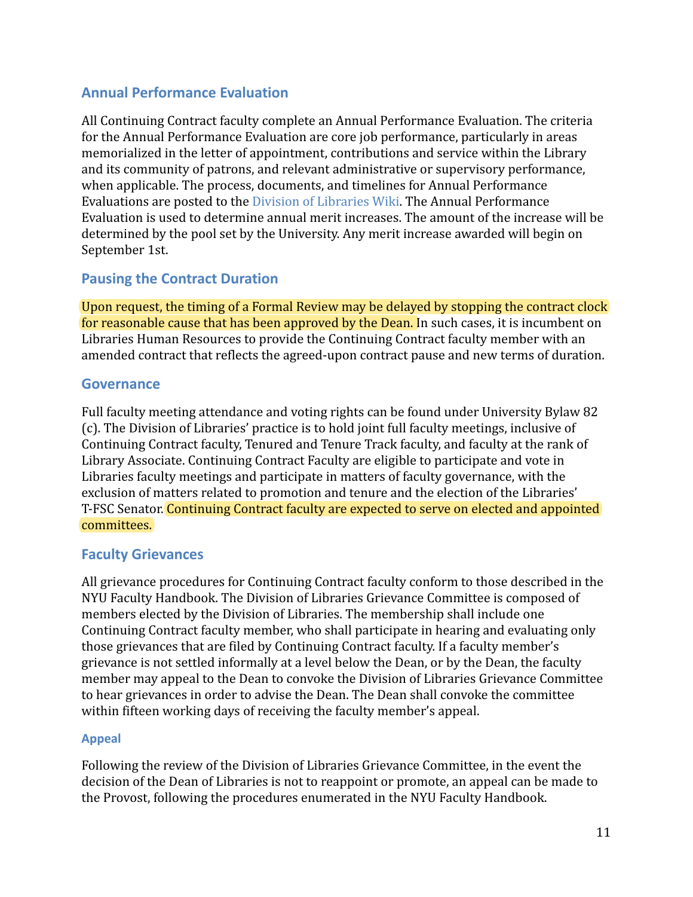## Annual Performance Evaluation

All Continuing Contract faculty complete an Annual Performance Evaluation. The criteria for the Annual Performance Evaluation are core job performance, particularly in areas memorialized in the letter of appointment, contributions and service within the Library and its community of patrons, and relevant administrative or supervisory performance, when applicable. The process, documents, and timelines for Annual Performance Evaluations are posted to the Division of Libraries Wiki. The Annual Performance Evaluation is used to determine annual merit increases. The amount of the increase will be determined by the pool set by the University. Any merit increase awarded will begin on September 1st.

## Pausing the Contract Duration

Upon request, the timing of a Formal Review may be delayed by stopping the contract clock for reasonable cause that has been approved by the Dean. In such cases, it is incumbent on Libraries Human Resources to provide the Continuing Contract faculty member with an amended contract that reflects the agreed-upon contract pause and new terms of duration.

## Governance

Full faculty meeting attendance and voting rights can be found under University Bylaw 82 (c). The Division of Libraries' practice is to hold joint full faculty meetings, inclusive of Continuing Contract faculty, Tenured and Tenure Track faculty, and faculty at the rank of Library Associate. Continuing Contract Faculty are eligible to participate and vote in Libraries faculty meetings and participate in matters of faculty governance, with the exclusion of matters related to promotion and tenure and the election of the Libraries' T-FSC Senator. Continuing Contract faculty are expected to serve on elected and appointed committees.

## Faculty Grievances

All grievance procedures for Continuing Contract faculty conform to those described in the NYU Faculty Handbook. The Division of Libraries Grievance Committee is composed of members elected by the Division of Libraries. The membership shall include one Continuing Contract faculty member, who shall participate in hearing and evaluating only those grievances that are filed by Continuing Contract faculty. If a faculty member's grievance is not settled informally at a level below the Dean, or by the Dean, the faculty member may appeal to the Dean to convoke the Division of Libraries Grievance Committee to hear grievances in order to advise the Dean. The Dean shall convoke the committee within fifteen working days of receiving the faculty member's appeal.

### Appeal

Following the review of the Division of Libraries Grievance Committee, in the event the decision of the Dean of Libraries is not to reappoint or promote, an appeal can be made to the Provost, following the procedures enumerated in the NYU Faculty Handbook.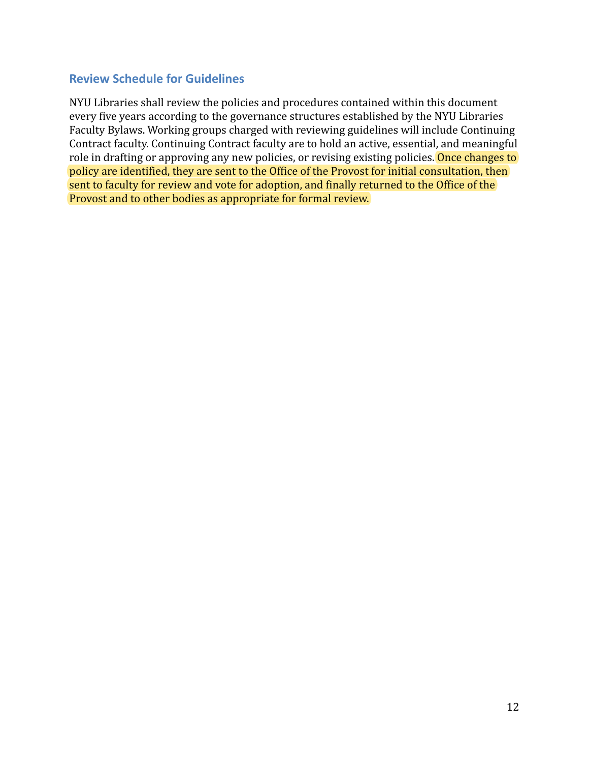## Review Schedule for Guidelines

NYU Libraries shall review the policies and procedures contained within this document every five years according to the governance structures established by the NYU Libraries Faculty Bylaws. Working groups charged with reviewing guidelines will include Continuing Contract faculty. Continuing Contract faculty are to hold an active, essential, and meaningful role in drafting or approving any new policies, or revising existing policies. Once changes to policy are identified, they are sent to the Office of the Provost for initial consultation, then sent to faculty for review and vote for adoption, and finally returned to the Office of the Provost and to other bodies as appropriate for formal review.